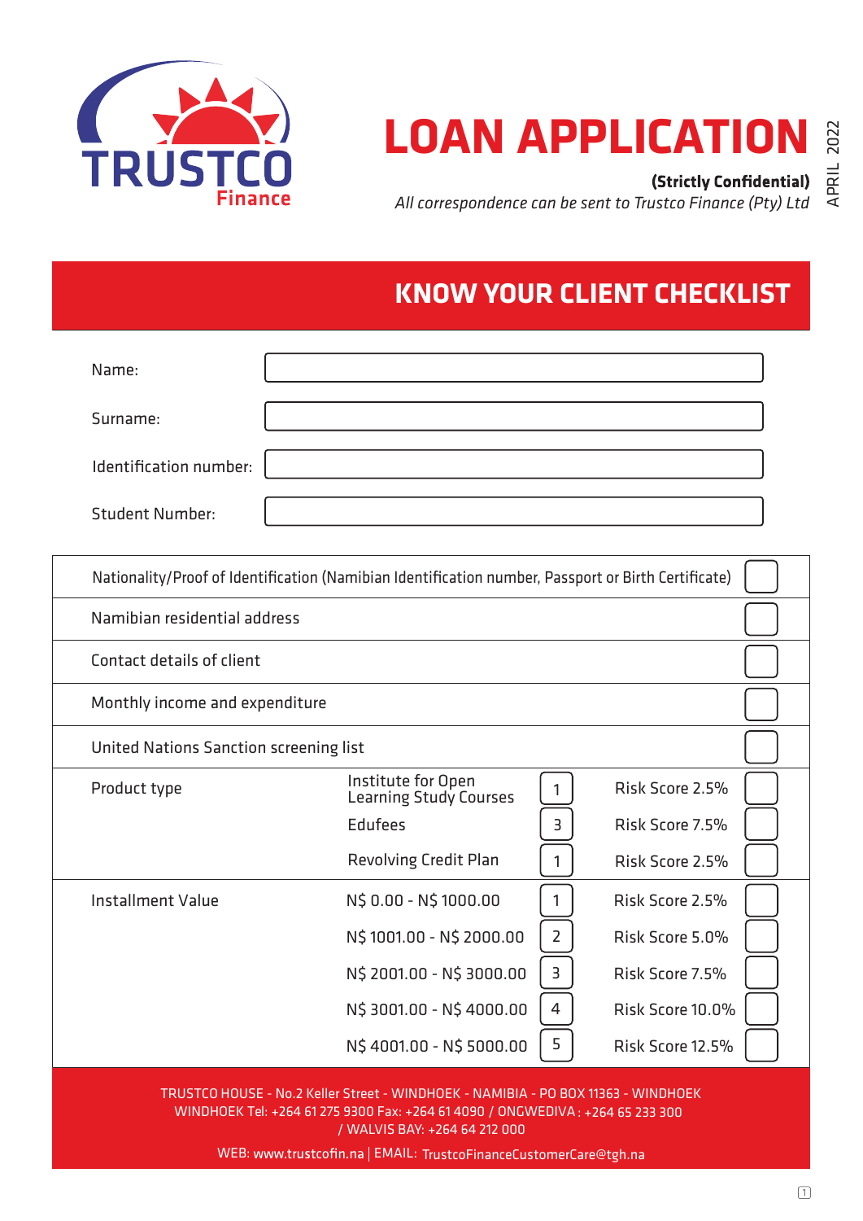TRUSTCO Finance

# LOAN APPLICATION

**(Strictly Confidential)**

*All correspondence can be sent to Trustco Finance (Pty) Ltd*

APRIL 2022

## KNOW YOUR CLIENT CHECKLIST

| | |
|---|---|
| Name: | |
| Surname: | |
| Identification number: | |
| Student Number: | |

| | | | | |
|---|---|---|---|---|
| Nationality/Proof of Identification (Namibian Identification number, Passport or Birth Certificate) | | | | ☐ |
| Namibian residential address | | | | ☐ |
| Contact details of client | | | | ☐ |
| Monthly income and expenditure | | | | ☐ |
| United Nations Sanction screening list | | | | ☐ |
| Product type | Institute for Open Learning Study Courses | 1 | Risk Score 2.5% | ☐ |
| | Edufees | 3 | Risk Score 7.5% | ☐ |
| | Revolving Credit Plan | 1 | Risk Score 2.5% | ☐ |
| Installment Value | N$ 0.00 - N$ 1000.00 | 1 | Risk Score 2.5% | ☐ |
| | N$ 1001.00 - N$ 2000.00 | 2 | Risk Score 5.0% | ☐ |
| | N$ 2001.00 - N$ 3000.00 | 3 | Risk Score 7.5% | ☐ |
| | N$ 3001.00 - N$ 4000.00 | 4 | Risk Score 10.0% | ☐ |
| | N$ 4001.00 - N$ 5000.00 | 5 | Risk Score 12.5% | ☐ |

TRUSTCO HOUSE - No.2 Keller Street - WINDHOEK - NAMIBIA - PO BOX 11363 - WINDHOEK
WINDHOEK Tel: +264 61 275 9300 Fax: +264 61 4090 / ONGWEDIVA : +264 65 233 300
/ WALVIS BAY: +264 64 212 000

WEB: www.trustcofin.na | EMAIL: TrustcoFinanceCustomerCare@tgh.na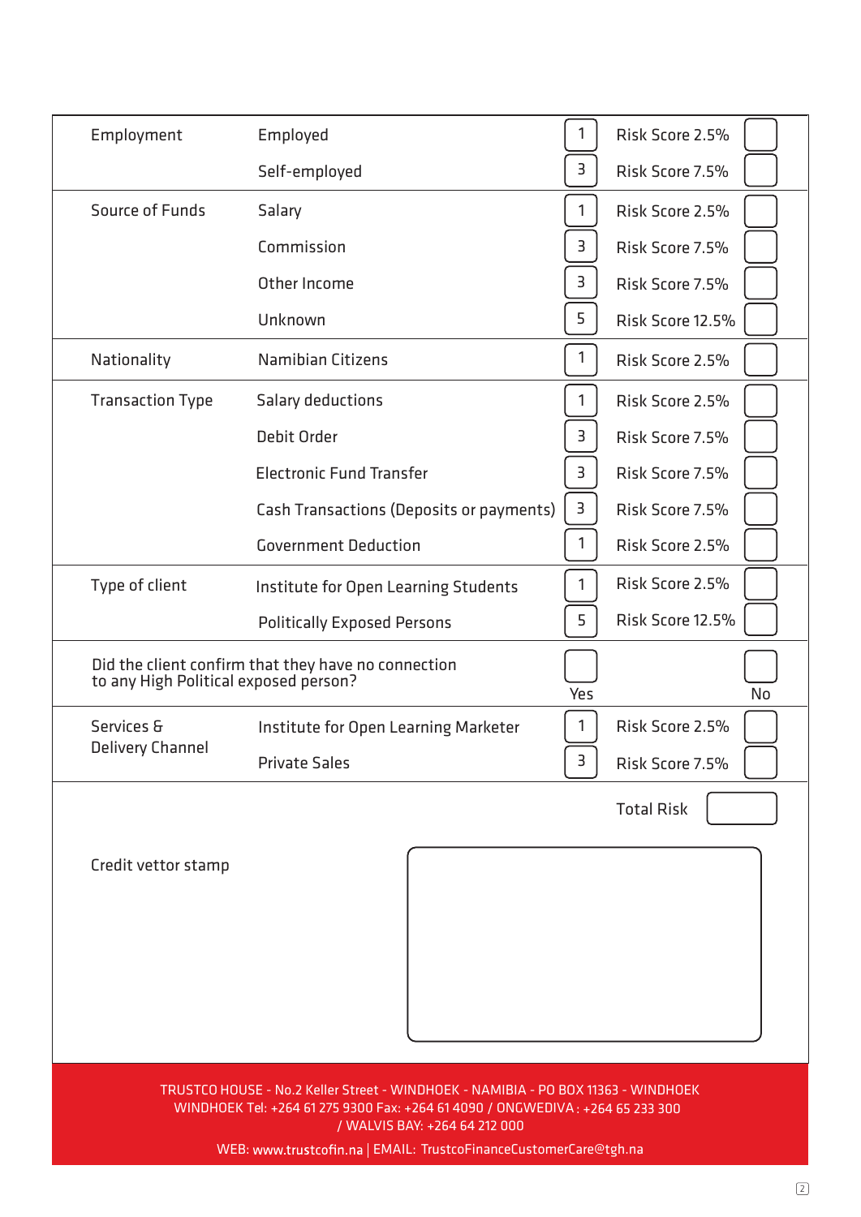| Category | Option | Score | Risk Score | |
|---|---|---|---|---|
| Employment | Employed | 1 | Risk Score 2.5% | |
| | Self-employed | 3 | Risk Score 7.5% | |
| Source of Funds | Salary | 1 | Risk Score 2.5% | |
| | Commission | 3 | Risk Score 7.5% | |
| | Other Income | 3 | Risk Score 7.5% | |
| | Unknown | 5 | Risk Score 12.5% | |
| Nationality | Namibian Citizens | 1 | Risk Score 2.5% | |
| Transaction Type | Salary deductions | 1 | Risk Score 2.5% | |
| | Debit Order | 3 | Risk Score 7.5% | |
| | Electronic Fund Transfer | 3 | Risk Score 7.5% | |
| | Cash Transactions (Deposits or payments) | 3 | Risk Score 7.5% | |
| | Government Deduction | 1 | Risk Score 2.5% | |
| Type of client | Institute for Open Learning Students | 1 | Risk Score 2.5% | |
| | Politically Exposed Persons | 5 | Risk Score 12.5% | |
| Did the client confirm that they have no connection to any High Political exposed person? | | Yes | | No |
| Services & Delivery Channel | Institute for Open Learning Marketer | 1 | Risk Score 2.5% | |
| | Private Sales | 3 | Risk Score 7.5% | |
| | | | Total Risk | |

Credit vettor stamp

TRUSTCO HOUSE - No.2 Keller Street - WINDHOEK - NAMIBIA - PO BOX 11363 - WINDHOEK
WINDHOEK Tel: +264 61 275 9300 Fax: +264 61 4090 / ONGWEDIVA : +264 65 233 300
/ WALVIS BAY: +264 64 212 000

WEB: www.trustcofin.na | EMAIL: TrustcoFinanceCustomerCare@tgh.na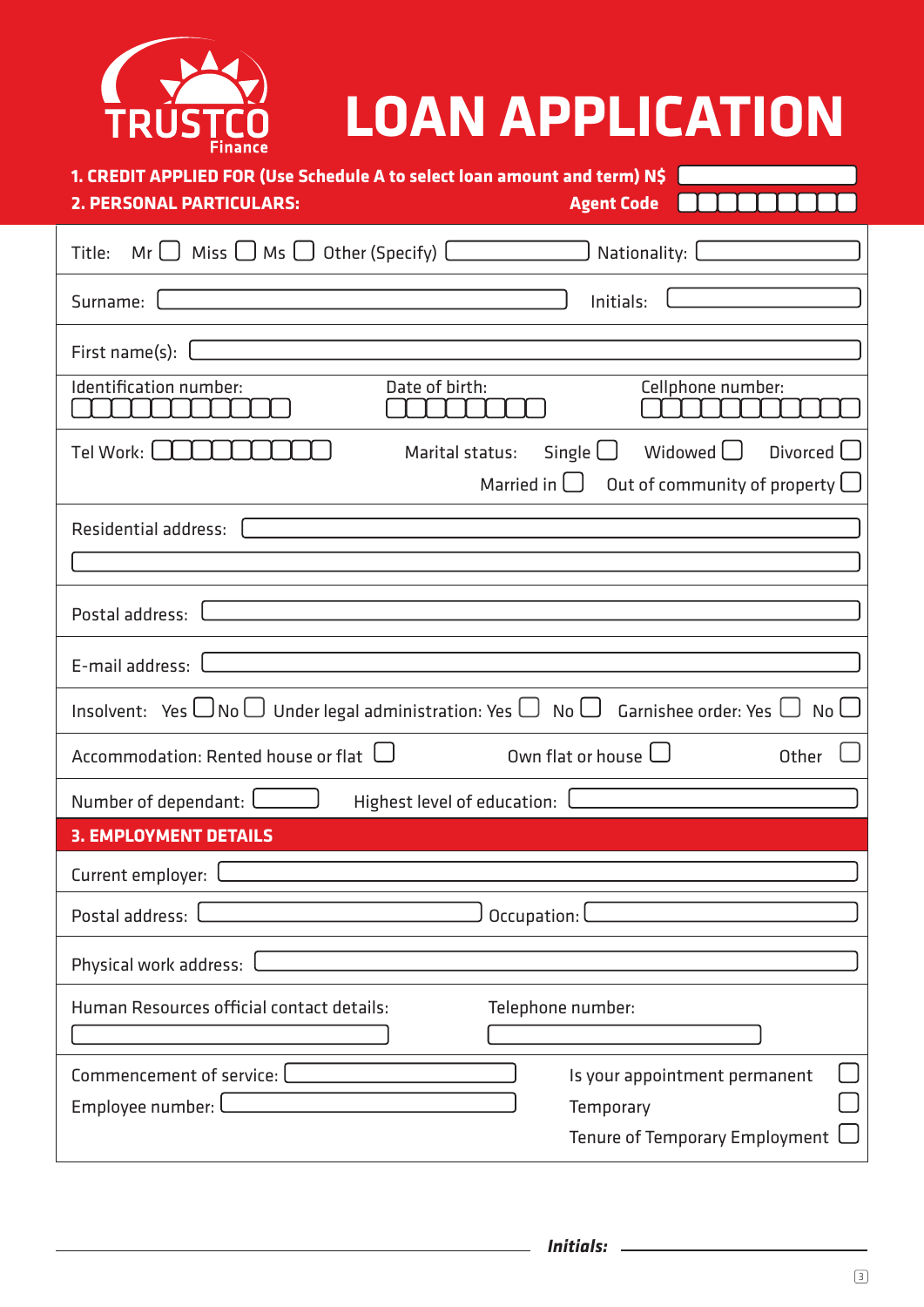TRUSTCO Finance

# LOAN APPLICATION

**1. CREDIT APPLIED FOR (Use Schedule A to select loan amount and term) N$** ☐

**2. PERSONAL PARTICULARS:** **Agent Code** ☐☐☐☐☐☐☐☐☐

Title: Mr ☐ Miss ☐ Ms ☐ Other (Specify) ________ Nationality: ________

Surname: ________ Initials: ________

First name(s): ________

Identification number: ☐☐☐☐☐☐☐☐☐☐☐ Date of birth: ☐☐☐☐☐☐☐☐ Cellphone number: ☐☐☐☐☐☐☐☐☐☐

Tel Work: ☐☐☐☐☐☐☐☐☐ Marital status: Single ☐ Widowed ☐ Divorced ☐ Married in ☐ Out of community of property ☐

Residential address: ________

________

Postal address: ________

E-mail address: ________

Insolvent: Yes ☐ No ☐ Under legal administration: Yes ☐ No ☐ Garnishee order: Yes ☐ No ☐

Accommodation: Rented house or flat ☐ Own flat or house ☐ Other ☐

Number of dependant: ________ Highest level of education: ________

**3. EMPLOYMENT DETAILS**

Current employer: ________

Postal address: ________ Occupation: ________

Physical work address: ________

Human Resources official contact details: ________ Telephone number: ________

Commencement of service: ________ Is your appointment permanent ☐

Employee number: ________ Temporary ☐

Tenure of Temporary Employment ☐

***Initials:*** ________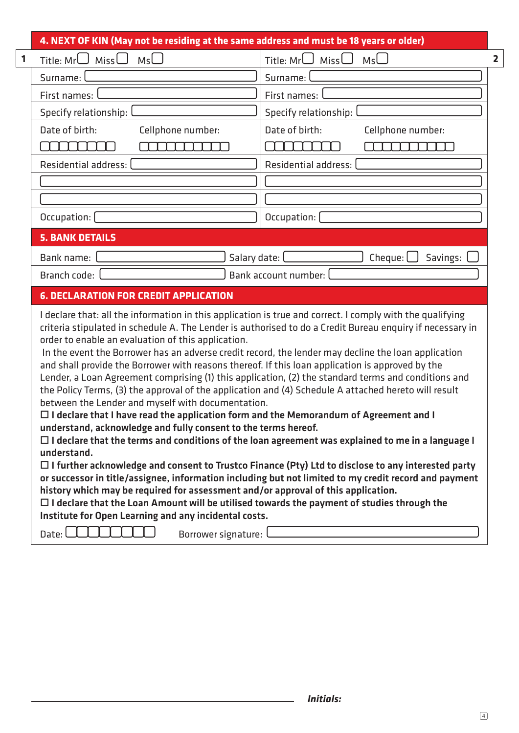## 4. NEXT OF KIN (May not be residing at the same address and must be 18 years or older)

| 1 | 2 |
|---|---|
| Title: Mr ☐ Miss ☐ Ms ☐ | Title: Mr ☐ Miss ☐ Ms ☐ |
| Surname: | Surname: |
| First names: | First names: |
| Specify relationship: | Specify relationship: |
| Date of birth: ☐☐☐☐☐☐☐☐ Cellphone number: ☐☐☐☐☐☐☐☐☐☐ | Date of birth: ☐☐☐☐☐☐☐☐ Cellphone number: ☐☐☐☐☐☐☐☐☐☐ |
| Residential address: | Residential address: |
| | |
| | |
| Occupation: | Occupation: |

## 5. BANK DETAILS

| | | |
|---|---|---|
| Bank name: | Salary date: | Cheque: ☐ Savings: ☐ |
| Branch code: | Bank account number: | |

## 6. DECLARATION FOR CREDIT APPLICATION

I declare that: all the information in this application is true and correct. I comply with the qualifying criteria stipulated in schedule A. The Lender is authorised to do a Credit Bureau enquiry if necessary in order to enable an evaluation of this application.

In the event the Borrower has an adverse credit record, the lender may decline the loan application and shall provide the Borrower with reasons thereof. If this loan application is approved by the Lender, a Loan Agreement comprising (1) this application, (2) the standard terms and conditions and the Policy Terms, (3) the approval of the application and (4) Schedule A attached hereto will result between the Lender and myself with documentation.

☐ **I declare that I have read the application form and the Memorandum of Agreement and I understand, acknowledge and fully consent to the terms hereof.**

☐ **I declare that the terms and conditions of the loan agreement was explained to me in a language I understand.**

☐ **I further acknowledge and consent to Trustco Finance (Pty) Ltd to disclose to any interested party or successor in title/assignee, information including but not limited to my credit record and payment history which may be required for assessment and/or approval of this application.**

☐ **I declare that the Loan Amount will be utilised towards the payment of studies through the Institute for Open Learning and any incidental costs.**

Date: ☐☐☐☐☐☐☐☐ Borrower signature:

***Initials:*** ______________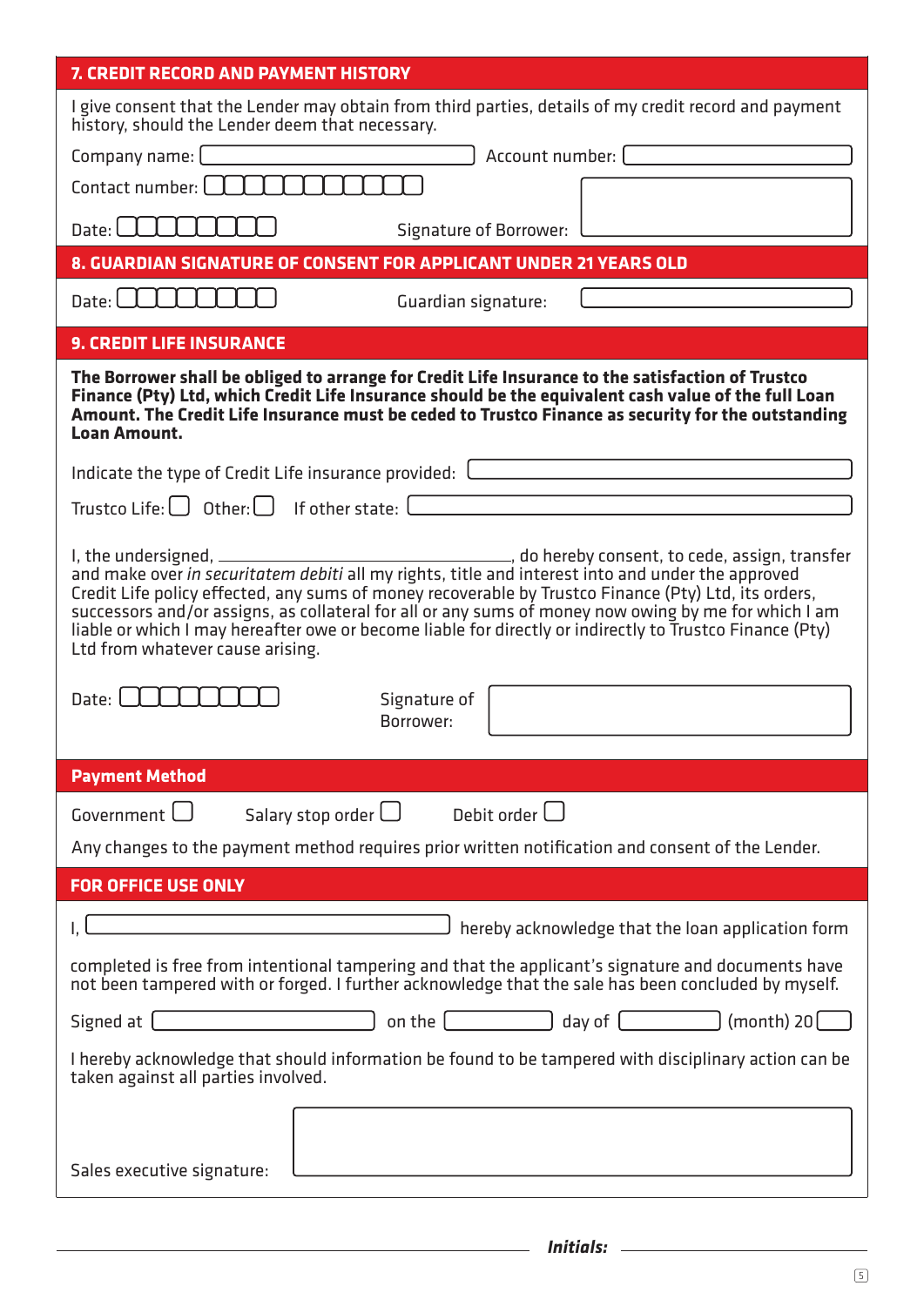## 7. CREDIT RECORD AND PAYMENT HISTORY

I give consent that the Lender may obtain from third parties, details of my credit record and payment history, should the Lender deem that necessary.

Company name: ______________________ Account number: ______________________

Contact number: ☐☐☐☐☐☐☐☐☐☐

Date: ☐☐☐☐☐☐☐☐ Signature of Borrower: ______________________

## 8. GUARDIAN SIGNATURE OF CONSENT FOR APPLICANT UNDER 21 YEARS OLD

Date: ☐☐☐☐☐☐☐☐ Guardian signature: ______________________

## 9. CREDIT LIFE INSURANCE

**The Borrower shall be obliged to arrange for Credit Life Insurance to the satisfaction of Trustco Finance (Pty) Ltd, which Credit Life Insurance should be the equivalent cash value of the full Loan Amount. The Credit Life Insurance must be ceded to Trustco Finance as security for the outstanding Loan Amount.**

Indicate the type of Credit Life insurance provided: ______________________

Trustco Life: ☐ Other: ☐ If other state: ______________________

I, the undersigned, ______________________, do hereby consent, to cede, assign, transfer and make over *in securitatem debiti* all my rights, title and interest into and under the approved Credit Life policy effected, any sums of money recoverable by Trustco Finance (Pty) Ltd, its orders, successors and/or assigns, as collateral for all or any sums of money now owing by me for which I am liable or which I may hereafter owe or become liable for directly or indirectly to Trustco Finance (Pty) Ltd from whatever cause arising.

Date: ☐☐☐☐☐☐☐☐ Signature of Borrower: ______________________

## Payment Method

Government ☐ Salary stop order ☐ Debit order ☐

Any changes to the payment method requires prior written notification and consent of the Lender.

## FOR OFFICE USE ONLY

I, ______________________ hereby acknowledge that the loan application form completed is free from intentional tampering and that the applicant's signature and documents have not been tampered with or forged. I further acknowledge that the sale has been concluded by myself.

Signed at ______________________ on the ____________ day of ____________ (month) 20____

I hereby acknowledge that should information be found to be tampered with disciplinary action can be taken against all parties involved.

Sales executive signature: ______________________

***Initials:*** ______________________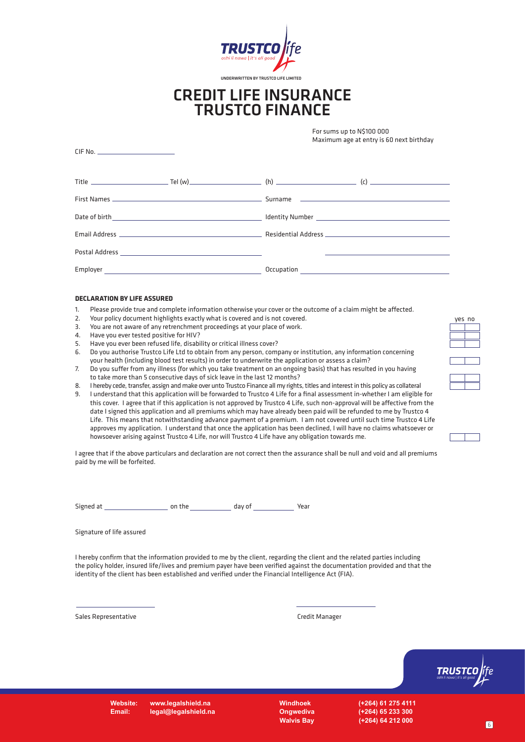UNDERWRITTEN BY TRUSTCO LIFE LIMITED

# CREDIT LIFE INSURANCE TRUSTCO FINANCE

For sums up to N$100 000
Maximum age at entry is 60 next birthday

CIF No. ____________________

Title ________________ Tel (w)________________ (h) ________________ (c) ________________

First Names ________________________________ Surname ________________________________

Date of birth ________________________________ Identity Number ________________________________

Email Address ________________________________ Residential Address ________________________________

Postal Address ________________________________ ________________________________

Employer ________________________________ Occupation ________________________________

**DECLARATION BY LIFE ASSURED**

| | | yes | no |
|---|---|---|---|
| 1. | Please provide true and complete information otherwise your cover or the outcome of a claim might be affected. | | |
| 2. | Your policy document highlights exactly what is covered and is not covered. | | |
| 3. | You are not aware of any retrenchment proceedings at your place of work. | | |
| 4. | Have you ever tested positive for HIV? | | |
| 5. | Have you ever been refused life, disability or critical illness cover? | | |
| 6. | Do you authorise Trustco Life Ltd to obtain from any person, company or institution, any information concerning your health (including blood test results) in order to underwrite the application or assess a claim? | | |
| 7. | Do you suffer from any illness (for which you take treatment on an ongoing basis) that has resulted in you having to take more than 5 consecutive days of sick leave in the last 12 months? | | |
| 8. | I hereby cede, transfer, assign and make over unto Trustco Finance all my rights, titles and interest in this policy as collateral | | |
| 9. | I understand that this application will be forwarded to Trustco 4 Life for a final assessment in-whether I am eligible for this cover. I agree that if this application is not approved by Trustco 4 Life, such non-approval will be affective from the date I signed this application and all premiums which may have already been paid will be refunded to me by Trustco 4 Life. This means that notwithstanding advance payment of a premium. I am not covered until such time Trustco 4 Life approves my application. I understand that once the application has been declined, I will have no claims whatsoever or howsoever arising against Trustco 4 Life, nor will Trustco 4 Life have any obligation towards me. | | |

I agree that if the above particulars and declaration are not correct then the assurance shall be null and void and all premiums paid by me will be forfeited.

Signed at ________________ on the ____________ day of ____________ Year

Signature of life assured

I hereby confirm that the information provided to me by the client, regarding the client and the related parties including the policy holder, insured life/lives and premium payer have been verified against the documentation provided and that the identity of the client has been established and verified under the Financial Intelligence Act (FIA).

________________________ ________________________

Sales Representative Credit Manager

Website: www.legalshield.na
Email: legal@legalshield.na

Windhoek (+264) 61 275 4111
Ongwediva (+264) 65 233 300
Walvis Bay (+264) 64 212 000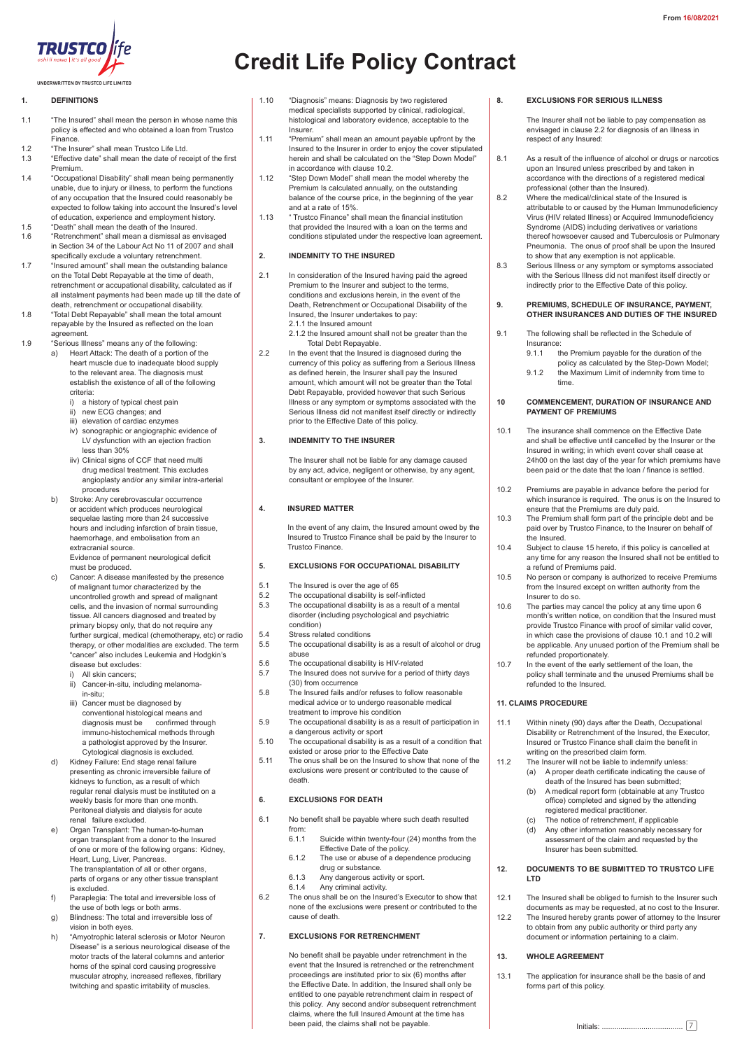From **16/08/2021**

TRUSTCO life
oshi li nawa | it's all good

UNDERWRITTEN BY TRUSTCO LIFE LIMITED

# Credit Life Policy Contract

## 1. DEFINITIONS

1.1 "The Insured" shall mean the person in whose name this policy is effected and who obtained a loan from Trustco Finance.

1.2 "The Insurer" shall mean Trustco Life Ltd.

1.3 "Effective date" shall mean the date of receipt of the first Premium.

1.4 "Occupational Disability" shall mean being permanently unable, due to injury or illness, to perform the functions of any occupation that the Insured could reasonably be expected to follow taking into account the Insured's level of education, experience and employment history.

1.5 "Death" shall mean the death of the Insured.

1.6 "Retrenchment" shall mean a dismissal as envisaged in Section 34 of the Labour Act No 11 of 2007 and shall specifically exclude a voluntary retrenchment.

1.7 "Insured amount" shall mean the outstanding balance on the Total Debt Repayable at the time of death, retrenchment or accupational disability, calculated as if all instalment payments had been made up till the date of death, retrenchment or occupational disability.

1.8 "Total Debt Repayable" shall mean the total amount repayable by the Insured as reflected on the loan agreement.

1.9 "Serious Illness" means any of the following:

a) Heart Attack: The death of a portion of the heart muscle due to inadequate blood supply to the relevant area. The diagnosis must establish the existence of all of the following criteria:
   - i) a history of typical chest pain
   - ii) new ECG changes; and
   - iii) elevation of cardiac enzymes
   - iv) sonographic or angiographic evidence of LV dysfunction with an ejection fraction less than 30%
   - iiv) Clinical signs of CCF that need multi drug medical treatment. This excludes angioplasty and/or any similar intra-arterial procedures

b) Stroke: Any cerebrovascular occurrence or accident which produces neurological sequelae lasting more than 24 successive hours and including infarction of brain tissue, haemorrhage, and embolisation from an extracranial source.
   Evidence of permanent neurological deficit must be produced.

c) Cancer: A disease manifested by the presence of malignant tumor characterized by the uncontrolled growth and spread of malignant cells, and the invasion of normal surrounding tissue. All cancers diagnosed and treated by primary biopsy only, that do not require any further surgical, medical (chemotherapy, etc) or radio therapy, or other modalities are excluded. The term "cancer" also includes Leukemia and Hodgkin's disease but excludes:
   - i) All skin cancers;
   - ii) Cancer-in-situ, including melanoma-in-situ;
   - iii) Cancer must be diagnosed by conventional histological means and diagnosis must be confirmed through immuno-histochemical methods through a pathologist approved by the Insurer. Cytological diagnosis is excluded.

d) Kidney Failure: End stage renal failure presenting as chronic irreversible failure of kidneys to function, as a result of which regular renal dialysis must be instituted on a weekly basis for more than one month. Peritoneal dialysis and dialysis for acute renal failure excluded.

e) Organ Transplant: The human-to-human organ transplant from a donor to the Insured of one or more of the following organs: Kidney, Heart, Lung, Liver, Pancreas.
   The transplantation of all or other organs, parts of organs or any other tissue transplant is excluded.

f) Paraplegia: The total and irreversible loss of the use of both legs or both arms.

g) Blindness: The total and irreversible loss of vision in both eyes.

h) "Amyotrophic lateral sclerosis or Motor Neuron Disease" is a serious neurological disease of the motor tracts of the lateral columns and anterior horns of the spinal cord causing progressive muscular atrophy, increased reflexes, fibrillary twitching and spastic irritability of muscles.

1.10 "Diagnosis" means: Diagnosis by two registered medical specialists supported by clinical, radiological, histological and laboratory evidence, acceptable to the Insurer.

1.11 "Premium" shall mean an amount payable upfront by the Insured to the Insurer in order to enjoy the cover stipulated herein and shall be calculated on the "Step Down Model" in accordance with clause 10.2.

1.12 "Step Down Model" shall mean the model whereby the Premium Is calculated annually, on the outstanding balance of the course price, in the beginning of the year and at a rate of 15%.

1.13 " Trustco Finance" shall mean the financial institution that provided the Insured with a loan on the terms and conditions stipulated under the respective loan agreement.

## 2. INDEMNITY TO THE INSURED

2.1 In consideration of the Insured having paid the agreed Premium to the Insurer and subject to the terms, conditions and exclusions herein, in the event of the Death, Retrenchment or Occupational Disability of the Insured, the Insurer undertakes to pay:
   - 2.1.1 the Insured amount
   - 2.1.2 the Insured amount shall not be greater than the Total Debt Repayable.

2.2 In the event that the Insured is diagnosed during the currency of this policy as suffering from a Serious Illness as defined herein, the Insurer shall pay the Insured amount, which amount will not be greater than the Total Debt Repayable, provided however that such Serious Illness or any symptom or symptoms associated with the Serious Illness did not manifest itself directly or indirectly prior to the Effective Date of this policy.

## 3. INDEMNITY TO THE INSURER

The Insurer shall not be liable for any damage caused by any act, advice, negligent or otherwise, by any agent, consultant or employee of the Insurer.

## 4. INSURED MATTER

In the event of any claim, the Insured amount owed by the Insured to Trustco Finance shall be paid by the Insurer to Trustco Finance.

## 5. EXCLUSIONS FOR OCCUPATIONAL DISABILITY

5.1 The Insured is over the age of 65

5.2 The occupational disability is self-inflicted

5.3 The occupational disability is as a result of a mental disorder (including psychological and psychiatric condition)

5.4 Stress related conditions

5.5 The occupational disability is as a result of alcohol or drug abuse

5.6 The occupational disability is HIV-related

5.7 The Insured does not survive for a period of thirty days (30) from occurrence

5.8 The Insured fails and/or refuses to follow reasonable medical advice or to undergo reasonable medical treatment to improve his condition

5.9 The occupational disability is as a result of participation in a dangerous activity or sport

5.10 The occupational disability is as a result of a condition that existed or arose prior to the Effective Date

5.11 The onus shall be on the Insured to show that none of the exclusions were present or contributed to the cause of death.

## 6. EXCLUSIONS FOR DEATH

6.1 No benefit shall be payable where such death resulted from:
   - 6.1.1 Suicide within twenty-four (24) months from the Effective Date of the policy.
   - 6.1.2 The use or abuse of a dependence producing drug or substance.
   - 6.1.3 Any dangerous activity or sport.
   - 6.1.4 Any criminal activity.

6.2 The onus shall be on the Insured's Executor to show that none of the exclusions were present or contributed to the cause of death.

## 7. EXCLUSIONS FOR RETRENCHMENT

No benefit shall be payable under retrenchment in the event that the Insured is retrenched or the retrenchment proceedings are instituted prior to six (6) months after the Effective Date. In addition, the Insured shall only be entitled to one payable retrenchment claim in respect of this policy. Any second and/or subsequent retrenchment claims, where the full Insured Amount at the time has been paid, the claims shall not be payable.

## 8. EXCLUSIONS FOR SERIOUS ILLNESS

The Insurer shall not be liable to pay compensation as envisaged in clause 2.2 for diagnosis of an Illness in respect of any Insured:

8.1 As a result of the influence of alcohol or drugs or narcotics upon an Insured unless prescribed by and taken in accordance with the directions of a registered medical professional (other than the Insured).

8.2 Where the medical/clinical state of the Insured is attributable to or caused by the Human Immunodeficiency Virus (HIV related Illness) or Acquired Immunodeficiency Syndrome (AIDS) including derivatives or variations thereof howsoever caused and Tuberculosis or Pulmonary Pneumonia. The onus of proof shall be upon the Insured to show that any exemption is not applicable.

8.3 Serious Illness or any symptom or symptoms associated with the Serious Illness did not manifest itself directly or indirectly prior to the Effective Date of this policy.

## 9. PREMIUMS, SCHEDULE OF INSURANCE, PAYMENT, OTHER INSURANCES AND DUTIES OF THE INSURED

9.1 The following shall be reflected in the Schedule of Insurance:
   - 9.1.1 the Premium payable for the duration of the policy as calculated by the Step-Down Model;
   - 9.1.2 the Maximum Limit of indemnity from time to time.

## 10 COMMENCEMENT, DURATION OF INSURANCE AND PAYMENT OF PREMIUMS

10.1 The insurance shall commence on the Effective Date and shall be effective until cancelled by the Insurer or the Insured in writing; in which event cover shall cease at 24h00 on the last day of the year for which premiums have been paid or the date that the loan / finance is settled.

10.2 Premiums are payable in advance before the period for which insurance is required. The onus is on the Insured to ensure that the Premiums are duly paid.

10.3 The Premium shall form part of the principle debt and be paid over by Trustco Finance, to the Insurer on behalf of the Insured.

10.4 Subject to clause 15 hereto, if this policy is cancelled at any time for any reason the Insured shall not be entitled to a refund of Premiums paid.

10.5 No person or company is authorized to receive Premiums from the Insured except on written authority from the Insurer to do so.

10.6 The parties may cancel the policy at any time upon 6 month's written notice, on condition that the Insured must provide Trustco Finance with proof of similar valid cover, in which case the provisions of clause 10.1 and 10.2 will be applicable. Any unused portion of the Premium shall be refunded proportionately.

10.7 In the event of the early settlement of the loan, the policy shall terminate and the unused Premiums shall be refunded to the Insured.

## 11. CLAIMS PROCEDURE

11.1 Within ninety (90) days after the Death, Occupational Disability or Retrenchment of the Insured, the Executor, Insured or Trustco Finance shall claim the benefit in writing on the prescribed claim form.

11.2 The Insurer will not be liable to indemnify unless:
   - (a) A proper death certificate indicating the cause of death of the Insured has been submitted;
   - (b) A medical report form (obtainable at any Trustco office) completed and signed by the attending registered medical practitioner.
   - (c) The notice of retrenchment, if applicable
   - (d) Any other information reasonably necessary for assessment of the claim and requested by the Insurer has been submitted.

## 12. DOCUMENTS TO BE SUBMITTED TO TRUSTCO LIFE LTD

12.1 The Insured shall be obliged to furnish to the Insurer such documents as may be requested, at no cost to the Insurer.

12.2 The Insured hereby grants power of attorney to the Insurer to obtain from any public authority or third party any document or information pertaining to a claim.

## 13. WHOLE AGREEMENT

13.1 The application for insurance shall be the basis of and forms part of this policy.

Initials: ........................................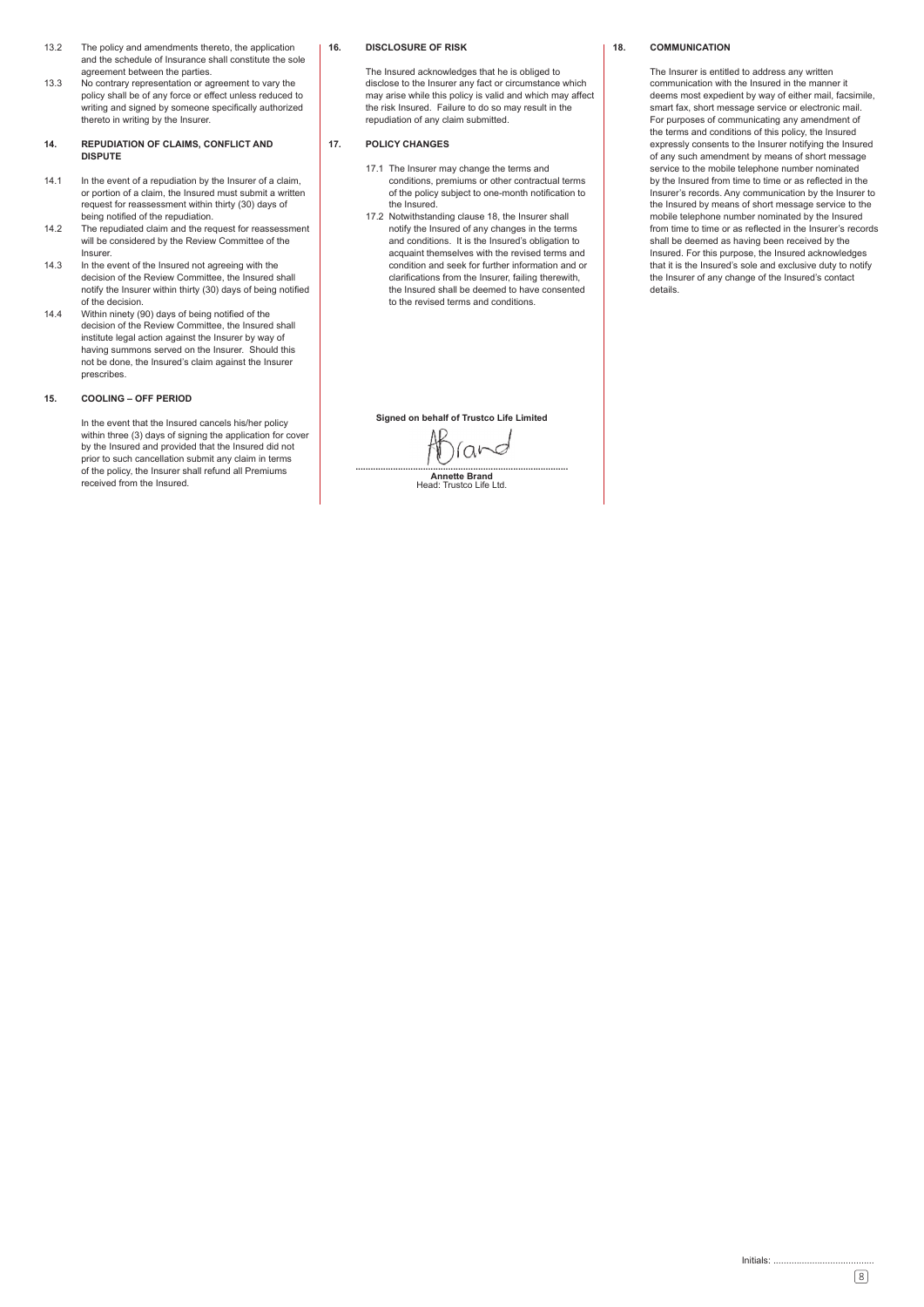13.2 The policy and amendments thereto, the application and the schedule of Insurance shall constitute the sole agreement between the parties.

13.3 No contrary representation or agreement to vary the policy shall be of any force or effect unless reduced to writing and signed by someone specifically authorized thereto in writing by the Insurer.

## 14. REPUDIATION OF CLAIMS, CONFLICT AND DISPUTE

14.1 In the event of a repudiation by the Insurer of a claim, or portion of a claim, the Insured must submit a written request for reassessment within thirty (30) days of being notified of the repudiation.

14.2 The repudiated claim and the request for reassessment will be considered by the Review Committee of the Insurer.

14.3 In the event of the Insured not agreeing with the decision of the Review Committee, the Insured shall notify the Insurer within thirty (30) days of being notified of the decision.

14.4 Within ninety (90) days of being notified of the decision of the Review Committee, the Insured shall institute legal action against the Insurer by way of having summons served on the Insurer. Should this not be done, the Insured's claim against the Insurer prescribes.

## 15. COOLING – OFF PERIOD

In the event that the Insured cancels his/her policy within three (3) days of signing the application for cover by the Insured and provided that the Insured did not prior to such cancellation submit any claim in terms of the policy, the Insurer shall refund all Premiums received from the Insured.

## 16. DISCLOSURE OF RISK

The Insured acknowledges that he is obliged to disclose to the Insurer any fact or circumstance which may arise while this policy is valid and which may affect the risk Insured. Failure to do so may result in the repudiation of any claim submitted.

## 17. POLICY CHANGES

17.1 The Insurer may change the terms and conditions, premiums or other contractual terms of the policy subject to one-month notification to the Insured.

17.2 Notwithstanding clause 18, the Insurer shall notify the Insured of any changes in the terms and conditions. It is the Insured's obligation to acquaint themselves with the revised terms and condition and seek for further information and or clarifications from the Insurer, failing therewith, the Insured shall be deemed to have consented to the revised terms and conditions.

**Signed on behalf of Trustco Life Limited**

ABrand

.......................................................................................

**Annette Brand**
Head: Trustco Life Ltd.

## 18. COMMUNICATION

The Insurer is entitled to address any written communication with the Insured in the manner it deems most expedient by way of either mail, facsimile, smart fax, short message service or electronic mail. For purposes of communicating any amendment of the terms and conditions of this policy, the Insured expressly consents to the Insurer notifying the Insured of any such amendment by means of short message service to the mobile telephone number nominated by the Insured from time to time or as reflected in the Insurer's records. Any communication by the Insurer to the Insured by means of short message service to the mobile telephone number nominated by the Insured from time to time or as reflected in the Insurer's records shall be deemed as having been received by the Insured. For this purpose, the Insured acknowledges that it is the Insured's sole and exclusive duty to notify the Insurer of any change of the Insured's contact details.

Initials: ......................................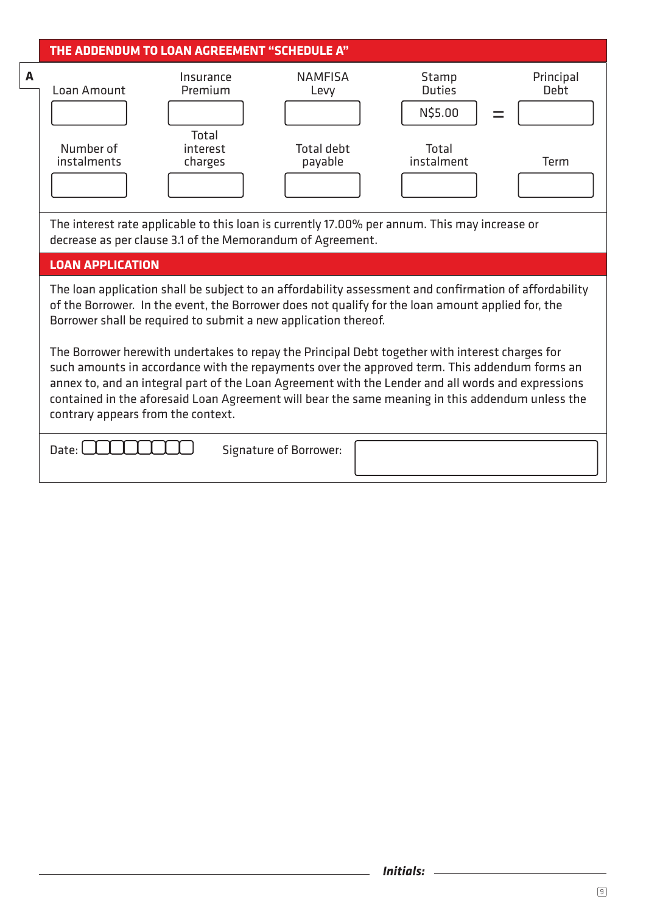## THE ADDENDUM TO LOAN AGREEMENT "SCHEDULE A"

**A**

| Loan Amount | Insurance Premium | NAMFISA Levy | Stamp Duties | | Principal Debt |
|---|---|---|---|---|---|
| | | | N$5.00 | = | |

| Number of instalments | Total interest charges | Total debt payable | Total instalment | Term |
|---|---|---|---|---|
| | | | | |

The interest rate applicable to this loan is currently 17.00% per annum. This may increase or decrease as per clause 3.1 of the Memorandum of Agreement.

## LOAN APPLICATION

The loan application shall be subject to an affordability assessment and confirmation of affordability of the Borrower. In the event, the Borrower does not qualify for the loan amount applied for, the Borrower shall be required to submit a new application thereof.

The Borrower herewith undertakes to repay the Principal Debt together with interest charges for such amounts in accordance with the repayments over the approved term. This addendum forms an annex to, and an integral part of the Loan Agreement with the Lender and all words and expressions contained in the aforesaid Loan Agreement will bear the same meaning in this addendum unless the contrary appears from the context.

Date: ☐☐☐☐☐☐☐☐ Signature of Borrower: ____________________

***Initials:*** ____________________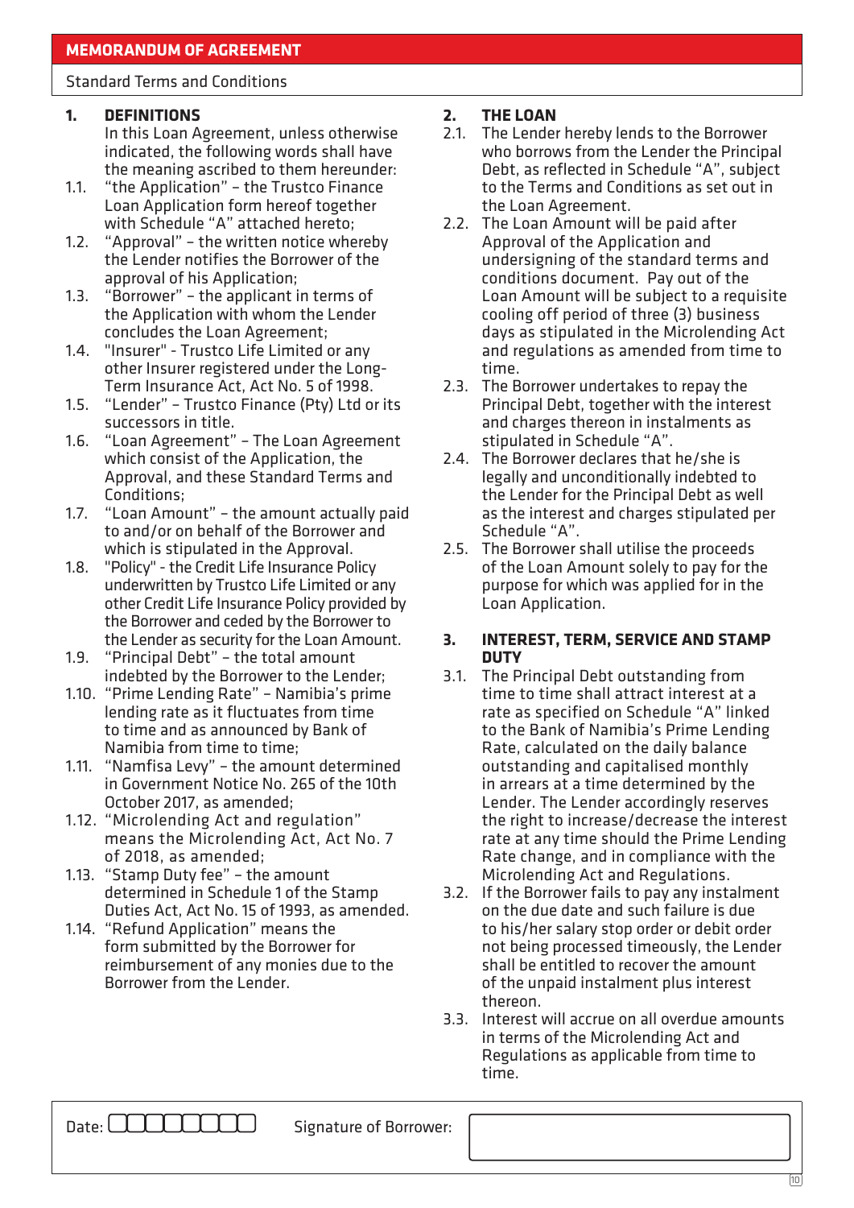## MEMORANDUM OF AGREEMENT

Standard Terms and Conditions

**1. DEFINITIONS**

In this Loan Agreement, unless otherwise indicated, the following words shall have the meaning ascribed to them hereunder:

1.1. "the Application" – the Trustco Finance Loan Application form hereof together with Schedule "A" attached hereto;

1.2. "Approval" – the written notice whereby the Lender notifies the Borrower of the approval of his Application;

1.3. "Borrower" – the applicant in terms of the Application with whom the Lender concludes the Loan Agreement;

1.4. "Insurer" - Trustco Life Limited or any other Insurer registered under the Long-Term Insurance Act, Act No. 5 of 1998.

1.5. "Lender" – Trustco Finance (Pty) Ltd or its successors in title.

1.6. "Loan Agreement" – The Loan Agreement which consist of the Application, the Approval, and these Standard Terms and Conditions;

1.7. "Loan Amount" – the amount actually paid to and/or on behalf of the Borrower and which is stipulated in the Approval.

1.8. "Policy" - the Credit Life Insurance Policy underwritten by Trustco Life Limited or any other Credit Life Insurance Policy provided by the Borrower and ceded by the Borrower to the Lender as security for the Loan Amount.

1.9. "Principal Debt" – the total amount indebted by the Borrower to the Lender;

1.10. "Prime Lending Rate" – Namibia's prime lending rate as it fluctuates from time to time and as announced by Bank of Namibia from time to time;

1.11. "Namfisa Levy" – the amount determined in Government Notice No. 265 of the 10th October 2017, as amended;

1.12. "Microlending Act and regulation" means the Microlending Act, Act No. 7 of 2018, as amended;

1.13. "Stamp Duty fee" – the amount determined in Schedule 1 of the Stamp Duties Act, Act No. 15 of 1993, as amended.

1.14. "Refund Application" means the form submitted by the Borrower for reimbursement of any monies due to the Borrower from the Lender.

**2. THE LOAN**

2.1. The Lender hereby lends to the Borrower who borrows from the Lender the Principal Debt, as reflected in Schedule "A", subject to the Terms and Conditions as set out in the Loan Agreement.

2.2. The Loan Amount will be paid after Approval of the Application and undersigning of the standard terms and conditions document. Pay out of the Loan Amount will be subject to a requisite cooling off period of three (3) business days as stipulated in the Microlending Act and regulations as amended from time to time.

2.3. The Borrower undertakes to repay the Principal Debt, together with the interest and charges thereon in instalments as stipulated in Schedule "A".

2.4. The Borrower declares that he/she is legally and unconditionally indebted to the Lender for the Principal Debt as well as the interest and charges stipulated per Schedule "A".

2.5. The Borrower shall utilise the proceeds of the Loan Amount solely to pay for the purpose for which was applied for in the Loan Application.

**3. INTEREST, TERM, SERVICE AND STAMP DUTY**

3.1. The Principal Debt outstanding from time to time shall attract interest at a rate as specified on Schedule "A" linked to the Bank of Namibia's Prime Lending Rate, calculated on the daily balance outstanding and capitalised monthly in arrears at a time determined by the Lender. The Lender accordingly reserves the right to increase/decrease the interest rate at any time should the Prime Lending Rate change, and in compliance with the Microlending Act and Regulations.

3.2. If the Borrower fails to pay any instalment on the due date and such failure is due to his/her salary stop order or debit order not being processed timeously, the Lender shall be entitled to recover the amount of the unpaid instalment plus interest thereon.

3.3. Interest will accrue on all overdue amounts in terms of the Microlending Act and Regulations as applicable from time to time.

Date: ☐☐☐☐☐☐☐☐ Signature of Borrower: ____________________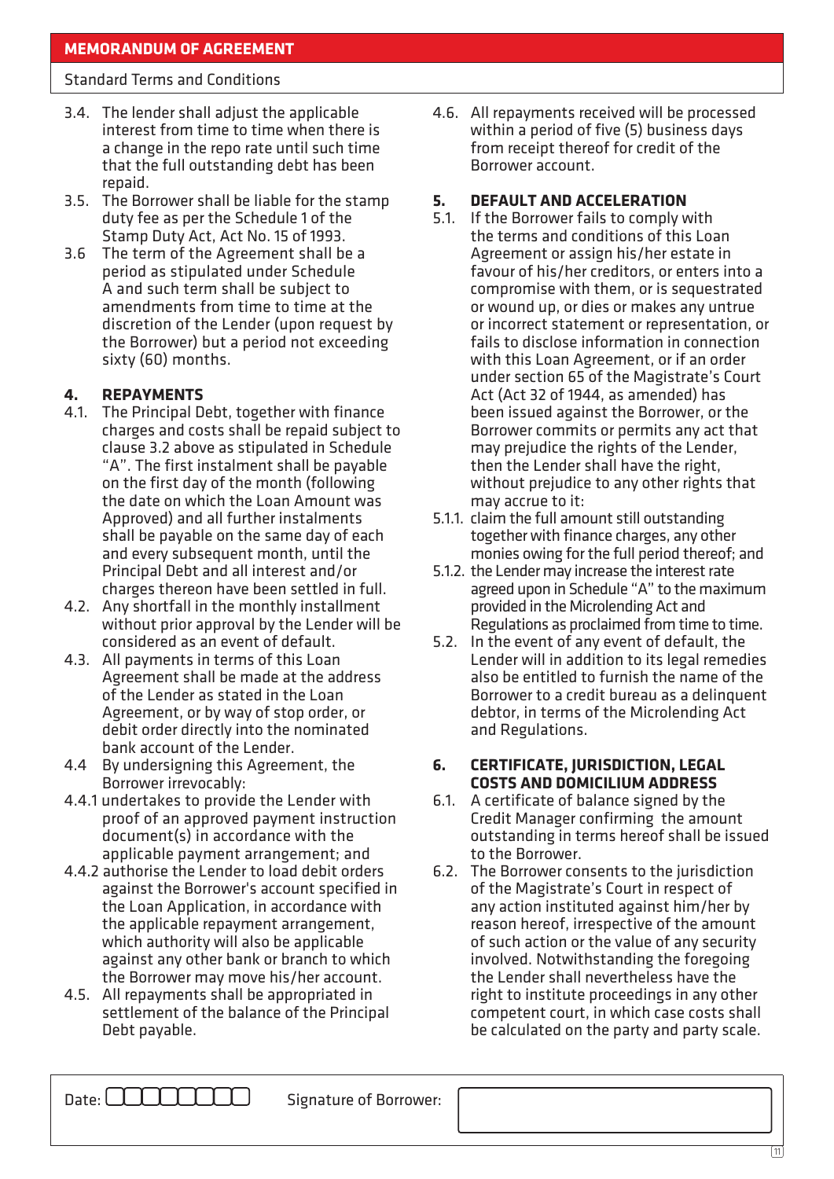**MEMORANDUM OF AGREEMENT**

Standard Terms and Conditions

3.4. The lender shall adjust the applicable interest from time to time when there is a change in the repo rate until such time that the full outstanding debt has been repaid.

3.5. The Borrower shall be liable for the stamp duty fee as per the Schedule 1 of the Stamp Duty Act, Act No. 15 of 1993.

3.6 The term of the Agreement shall be a period as stipulated under Schedule A and such term shall be subject to amendments from time to time at the discretion of the Lender (upon request by the Borrower) but a period not exceeding sixty (60) months.

## 4. REPAYMENTS

4.1. The Principal Debt, together with finance charges and costs shall be repaid subject to clause 3.2 above as stipulated in Schedule "A". The first instalment shall be payable on the first day of the month (following the date on which the Loan Amount was Approved) and all further instalments shall be payable on the same day of each and every subsequent month, until the Principal Debt and all interest and/or charges thereon have been settled in full.

4.2. Any shortfall in the monthly installment without prior approval by the Lender will be considered as an event of default.

4.3. All payments in terms of this Loan Agreement shall be made at the address of the Lender as stated in the Loan Agreement, or by way of stop order, or debit order directly into the nominated bank account of the Lender.

4.4 By undersigning this Agreement, the Borrower irrevocably:

4.4.1 undertakes to provide the Lender with proof of an approved payment instruction document(s) in accordance with the applicable payment arrangement; and

4.4.2 authorise the Lender to load debit orders against the Borrower's account specified in the Loan Application, in accordance with the applicable repayment arrangement, which authority will also be applicable against any other bank or branch to which the Borrower may move his/her account.

4.5. All repayments shall be appropriated in settlement of the balance of the Principal Debt payable.

4.6. All repayments received will be processed within a period of five (5) business days from receipt thereof for credit of the Borrower account.

## 5. DEFAULT AND ACCELERATION

5.1. If the Borrower fails to comply with the terms and conditions of this Loan Agreement or assign his/her estate in favour of his/her creditors, or enters into a compromise with them, or is sequestrated or wound up, or dies or makes any untrue or incorrect statement or representation, or fails to disclose information in connection with this Loan Agreement, or if an order under section 65 of the Magistrate's Court Act (Act 32 of 1944, as amended) has been issued against the Borrower, or the Borrower commits or permits any act that may prejudice the rights of the Lender, then the Lender shall have the right, without prejudice to any other rights that may accrue to it:

5.1.1. claim the full amount still outstanding together with finance charges, any other monies owing for the full period thereof; and

5.1.2. the Lender may increase the interest rate agreed upon in Schedule "A" to the maximum provided in the Microlending Act and Regulations as proclaimed from time to time.

5.2. In the event of any event of default, the Lender will in addition to its legal remedies also be entitled to furnish the name of the Borrower to a credit bureau as a delinquent debtor, in terms of the Microlending Act and Regulations.

## 6. CERTIFICATE, JURISDICTION, LEGAL COSTS AND DOMICILIUM ADDRESS

6.1. A certificate of balance signed by the Credit Manager confirming the amount outstanding in terms hereof shall be issued to the Borrower.

6.2. The Borrower consents to the jurisdiction of the Magistrate's Court in respect of any action instituted against him/her by reason hereof, irrespective of the amount of such action or the value of any security involved. Notwithstanding the foregoing the Lender shall nevertheless have the right to institute proceedings in any other competent court, in which case costs shall be calculated on the party and party scale.

Date: ☐☐☐☐☐☐☐☐ Signature of Borrower: ____________________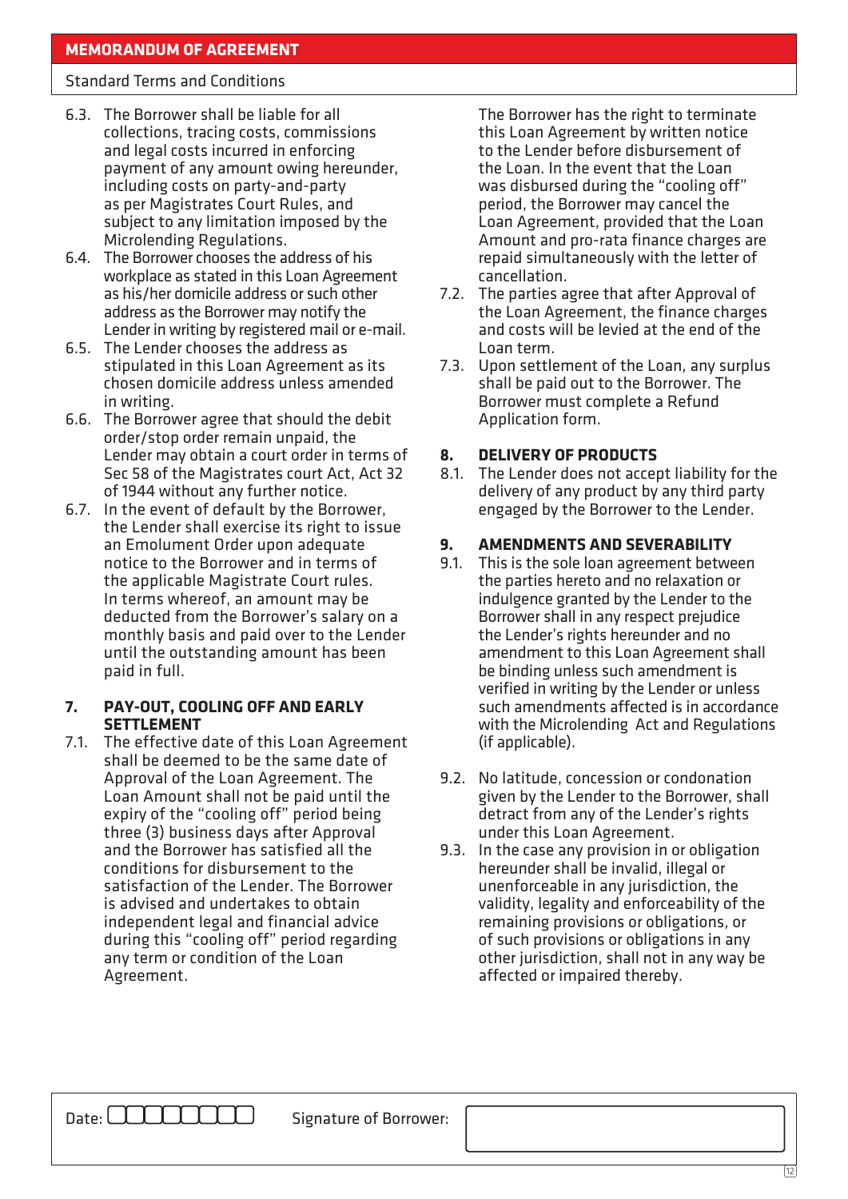**MEMORANDUM OF AGREEMENT**

Standard Terms and Conditions

6.3. The Borrower shall be liable for all collections, tracing costs, commissions and legal costs incurred in enforcing payment of any amount owing hereunder, including costs on party-and-party as per Magistrates Court Rules, and subject to any limitation imposed by the Microlending Regulations.

6.4. The Borrower chooses the address of his workplace as stated in this Loan Agreement as his/her domicile address or such other address as the Borrower may notify the Lender in writing by registered mail or e-mail.

6.5. The Lender chooses the address as stipulated in this Loan Agreement as its chosen domicile address unless amended in writing.

6.6. The Borrower agree that should the debit order/stop order remain unpaid, the Lender may obtain a court order in terms of Sec 58 of the Magistrates court Act, Act 32 of 1944 without any further notice.

6.7. In the event of default by the Borrower, the Lender shall exercise its right to issue an Emolument Order upon adequate notice to the Borrower and in terms of the applicable Magistrate Court rules. In terms whereof, an amount may be deducted from the Borrower's salary on a monthly basis and paid over to the Lender until the outstanding amount has been paid in full.

## 7. PAY-OUT, COOLING OFF AND EARLY SETTLEMENT

7.1. The effective date of this Loan Agreement shall be deemed to be the same date of Approval of the Loan Agreement. The Loan Amount shall not be paid until the expiry of the "cooling off" period being three (3) business days after Approval and the Borrower has satisfied all the conditions for disbursement to the satisfaction of the Lender. The Borrower is advised and undertakes to obtain independent legal and financial advice during this "cooling off" period regarding any term or condition of the Loan Agreement.

The Borrower has the right to terminate this Loan Agreement by written notice to the Lender before disbursement of the Loan. In the event that the Loan was disbursed during the "cooling off" period, the Borrower may cancel the Loan Agreement, provided that the Loan Amount and pro-rata finance charges are repaid simultaneously with the letter of cancellation.

7.2. The parties agree that after Approval of the Loan Agreement, the finance charges and costs will be levied at the end of the Loan term.

7.3. Upon settlement of the Loan, any surplus shall be paid out to the Borrower. The Borrower must complete a Refund Application form.

## 8. DELIVERY OF PRODUCTS

8.1. The Lender does not accept liability for the delivery of any product by any third party engaged by the Borrower to the Lender.

## 9. AMENDMENTS AND SEVERABILITY

9.1. This is the sole loan agreement between the parties hereto and no relaxation or indulgence granted by the Lender to the Borrower shall in any respect prejudice the Lender's rights hereunder and no amendment to this Loan Agreement shall be binding unless such amendment is verified in writing by the Lender or unless such amendments affected is in accordance with the Microlending Act and Regulations (if applicable).

9.2. No latitude, concession or condonation given by the Lender to the Borrower, shall detract from any of the Lender's rights under this Loan Agreement.

9.3. In the case any provision in or obligation hereunder shall be invalid, illegal or unenforceable in any jurisdiction, the validity, legality and enforceability of the remaining provisions or obligations, or of such provisions or obligations in any other jurisdiction, shall not in any way be affected or impaired thereby.

Date: ☐☐☐☐☐☐☐☐ Signature of Borrower: ____________________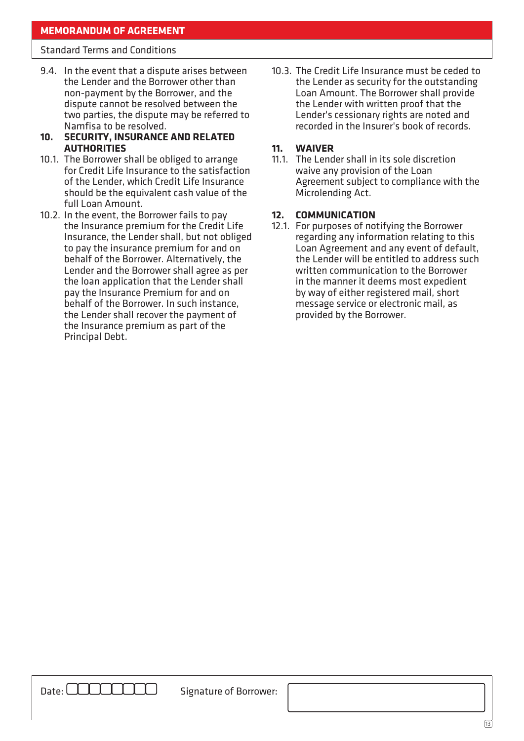9.4. In the event that a dispute arises between the Lender and the Borrower other than non-payment by the Borrower, and the dispute cannot be resolved between the two parties, the dispute may be referred to Namfisa to be resolved.

## 10. SECURITY, INSURANCE AND RELATED AUTHORITIES

10.1. The Borrower shall be obliged to arrange for Credit Life Insurance to the satisfaction of the Lender, which Credit Life Insurance should be the equivalent cash value of the full Loan Amount.

10.2. In the event, the Borrower fails to pay the Insurance premium for the Credit Life Insurance, the Lender shall, but not obliged to pay the insurance premium for and on behalf of the Borrower. Alternatively, the Lender and the Borrower shall agree as per the loan application that the Lender shall pay the Insurance Premium for and on behalf of the Borrower. In such instance, the Lender shall recover the payment of the Insurance premium as part of the Principal Debt.

10.3. The Credit Life Insurance must be ceded to the Lender as security for the outstanding Loan Amount. The Borrower shall provide the Lender with written proof that the Lender's cessionary rights are noted and recorded in the Insurer's book of records.

## 11. WAIVER

11.1. The Lender shall in its sole discretion waive any provision of the Loan Agreement subject to compliance with the Microlending Act.

## 12. COMMUNICATION

12.1. For purposes of notifying the Borrower regarding any information relating to this Loan Agreement and any event of default, the Lender will be entitled to address such written communication to the Borrower in the manner it deems most expedient by way of either registered mail, short message service or electronic mail, as provided by the Borrower.

Date: ☐☐☐☐☐☐☐☐ Signature of Borrower: ____________________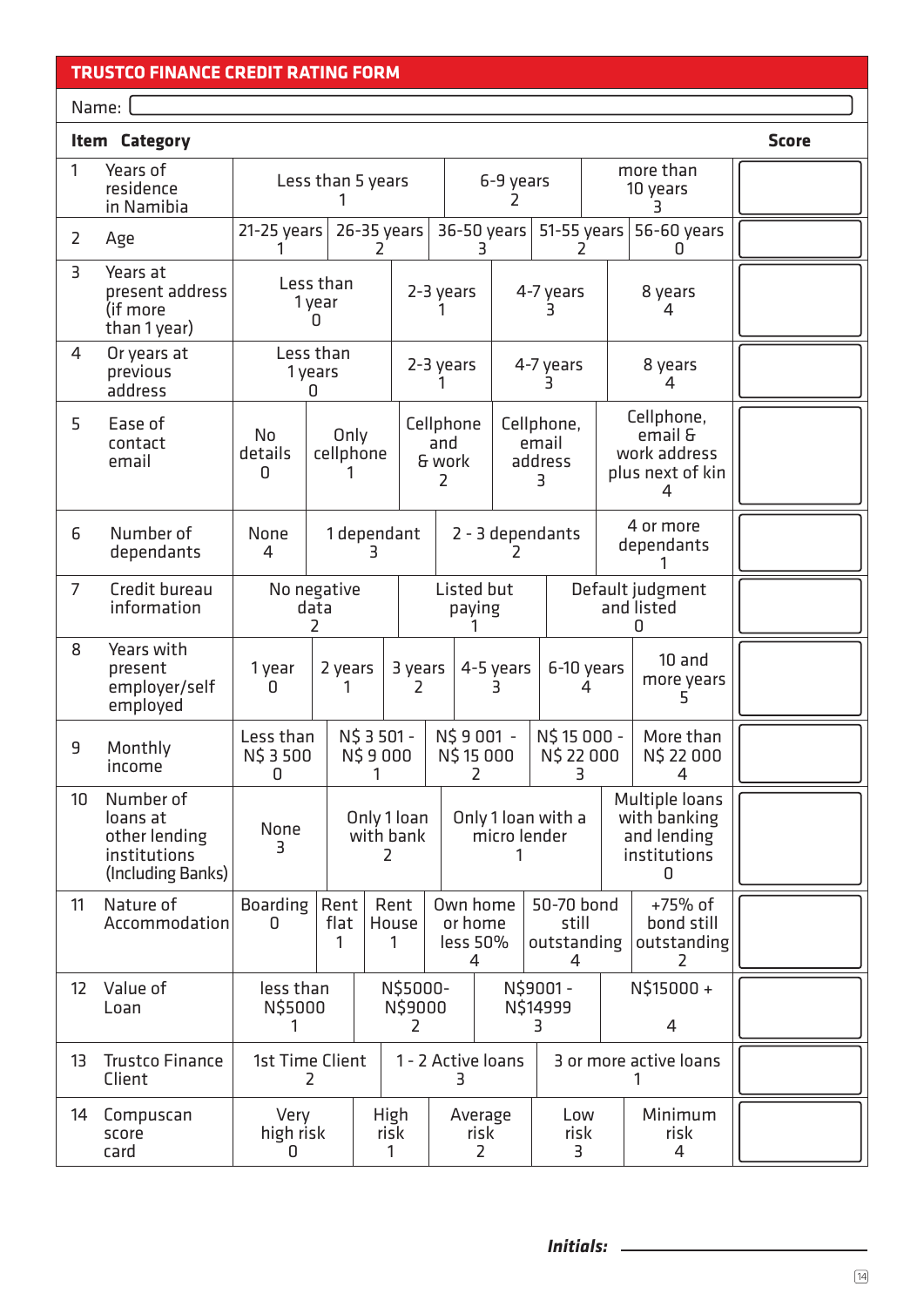## TRUSTCO FINANCE CREDIT RATING FORM

Name:

| Item | Category | Options | | | | | | Score |
|---|---|---|---|---|---|---|---|---|
| 1 | Years of residence in Namibia | Less than 5 years<br>1 | 6-9 years<br>2 | more than 10 years<br>3 | | | | |
| 2 | Age | 21-25 years<br>1 | 26-35 years<br>2 | 36-50 years<br>3 | 51-55 years<br>2 | 56-60 years<br>0 | | |
| 3 | Years at present address (if more than 1 year) | Less than 1 year<br>0 | 2-3 years<br>1 | 4-7 years<br>3 | 8 years<br>4 | | | |
| 4 | Or years at previous address | Less than 1 years<br>0 | 2-3 years<br>1 | 4-7 years<br>3 | 8 years<br>4 | | | |
| 5 | Ease of contact email | No details<br>0 | Only cellphone<br>1 | Cellphone and & work<br>2 | Cellphone, email address<br>3 | Cellphone, email & work address plus next of kin<br>4 | | |
| 6 | Number of dependants | None<br>4 | 1 dependant<br>3 | 2 - 3 dependants<br>2 | 4 or more dependants<br>1 | | | |
| 7 | Credit bureau information | No negative data<br>2 | Listed but paying<br>1 | Default judgment and listed<br>0 | | | | |
| 8 | Years with present employer/self employed | 1 year<br>0 | 2 years<br>1 | 3 years<br>2 | 4-5 years<br>3 | 6-10 years<br>4 | 10 and more years<br>5 | |
| 9 | Monthly income | Less than N$ 3 500<br>0 | N$ 3 501 - N$ 9 000<br>1 | N$ 9 001 - N$ 15 000<br>2 | N$ 15 000 - N$ 22 000<br>3 | More than N$ 22 000<br>4 | | |
| 10 | Number of loans at other lending institutions (Including Banks) | None<br>3 | Only 1 loan with bank<br>2 | Only 1 loan with a micro lender<br>1 | Multiple loans with banking and lending institutions<br>0 | | | |
| 11 | Nature of Accommodation | Boarding<br>0 | Rent flat<br>1 | Rent House<br>1 | Own home or home less 50%<br>4 | 50-70 bond still outstanding<br>4 | +75% of bond still outstanding<br>2 | |
| 12 | Value of Loan | less than N$5000<br>1 | N$5000- N$9000<br>2 | N$9001 - N$14999<br>3 | N$15000 +<br>4 | | | |
| 13 | Trustco Finance Client | 1st Time Client<br>2 | 1 - 2 Active loans<br>3 | 3 or more active loans<br>1 | | | | |
| 14 | Compuscan score card | Very high risk<br>0 | High risk<br>1 | Average risk<br>2 | Low risk<br>3 | Minimum risk<br>4 | | |

***Initials:*** \_\_\_\_\_\_\_\_\_\_\_\_\_\_\_\_\_\_\_\_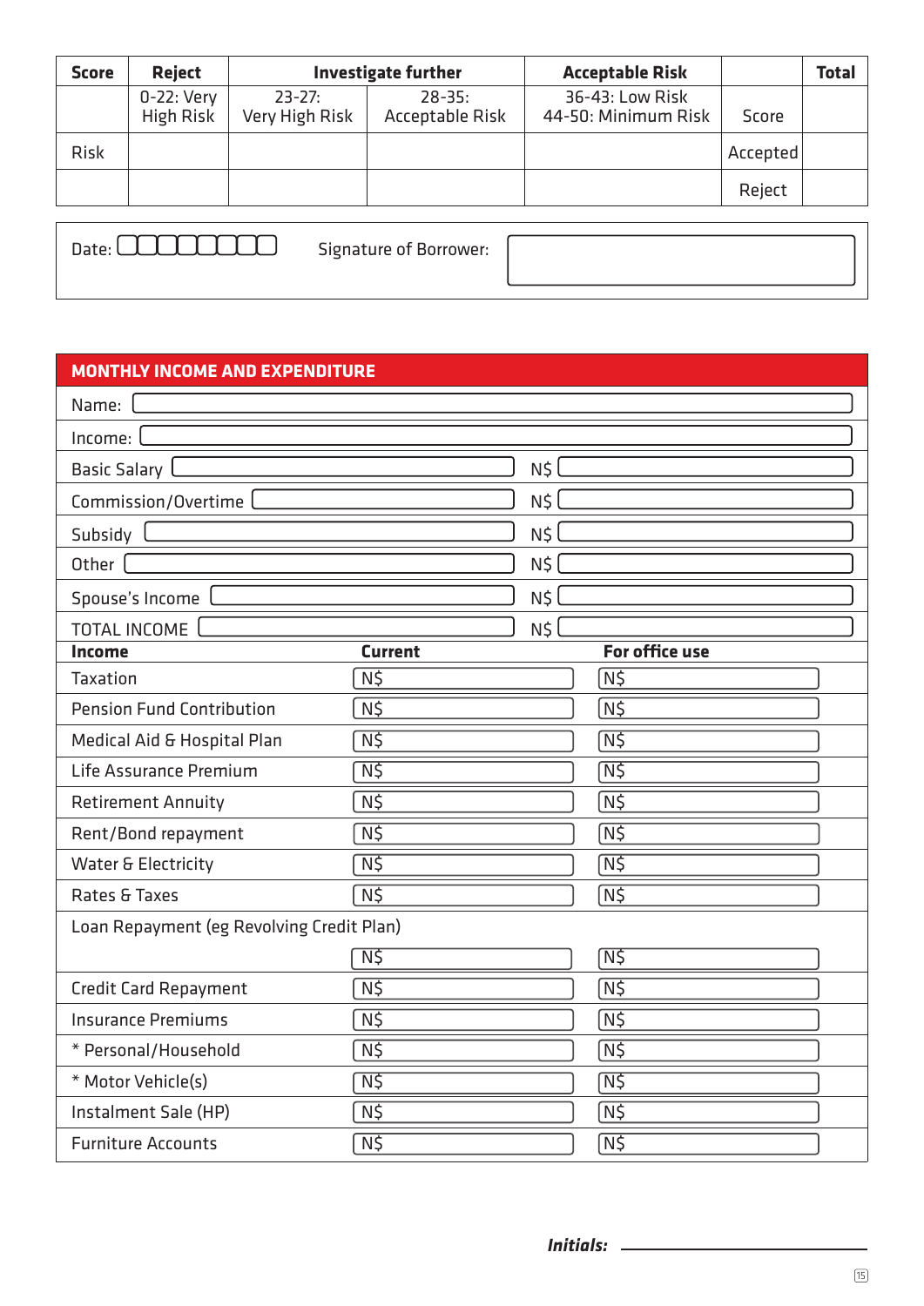| Score | Reject | Investigate further | | Acceptable Risk | | Total |
|---|---|---|---|---|---|---|
| | 0-22: Very High Risk | 23-27: Very High Risk | 28-35: Acceptable Risk | 36-43: Low Risk 44-50: Minimum Risk | Score | |
| Risk | | | | | Accepted | |
| | | | | | Reject | |

Date: ________ Signature of Borrower: ________

## MONTHLY INCOME AND EXPENDITURE

Name: ________

Income: ________

| | | |
|---|---|---|
| Basic Salary | | N$ |
| Commission/Overtime | | N$ |
| Subsidy | | N$ |
| Other | | N$ |
| Spouse's Income | | N$ |
| TOTAL INCOME | | N$ |

| Income | Current | For office use |
|---|---|---|
| Taxation | N$ | N$ |
| Pension Fund Contribution | N$ | N$ |
| Medical Aid & Hospital Plan | N$ | N$ |
| Life Assurance Premium | N$ | N$ |
| Retirement Annuity | N$ | N$ |
| Rent/Bond repayment | N$ | N$ |
| Water & Electricity | N$ | N$ |
| Rates & Taxes | N$ | N$ |
| Loan Repayment (eg Revolving Credit Plan) | N$ | N$ |
| Credit Card Repayment | N$ | N$ |
| Insurance Premiums | N$ | N$ |
| * Personal/Household | N$ | N$ |
| * Motor Vehicle(s) | N$ | N$ |
| Instalment Sale (HP) | N$ | N$ |
| Furniture Accounts | N$ | N$ |

***Initials:*** ________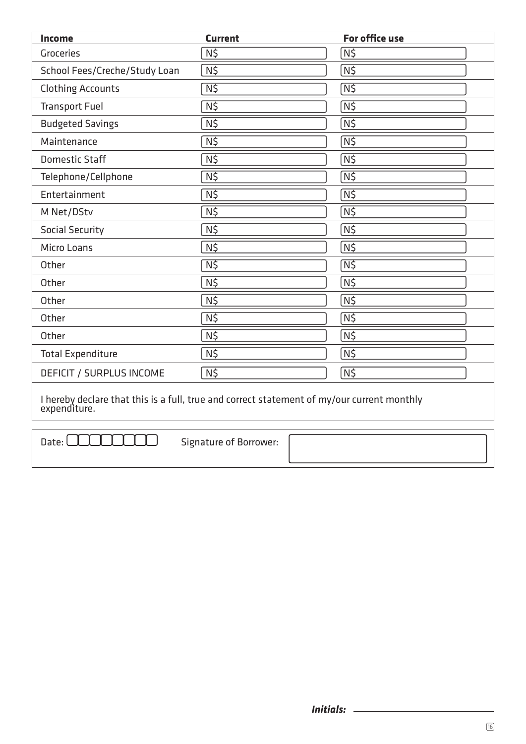| Income | Current | For office use |
|---|---|---|
| Groceries | N$ | N$ |
| School Fees/Creche/Study Loan | N$ | N$ |
| Clothing Accounts | N$ | N$ |
| Transport Fuel | N$ | N$ |
| Budgeted Savings | N$ | N$ |
| Maintenance | N$ | N$ |
| Domestic Staff | N$ | N$ |
| Telephone/Cellphone | N$ | N$ |
| Entertainment | N$ | N$ |
| M Net/DStv | N$ | N$ |
| Social Security | N$ | N$ |
| Micro Loans | N$ | N$ |
| Other | N$ | N$ |
| Other | N$ | N$ |
| Other | N$ | N$ |
| Other | N$ | N$ |
| Other | N$ | N$ |
| Total Expenditure | N$ | N$ |
| DEFICIT / SURPLUS INCOME | N$ | N$ |

I hereby declare that this is a full, true and correct statement of my/our current monthly expenditure.

Date: ☐☐☐☐☐☐☐☐ Signature of Borrower: ____________________

*Initials:* ____________________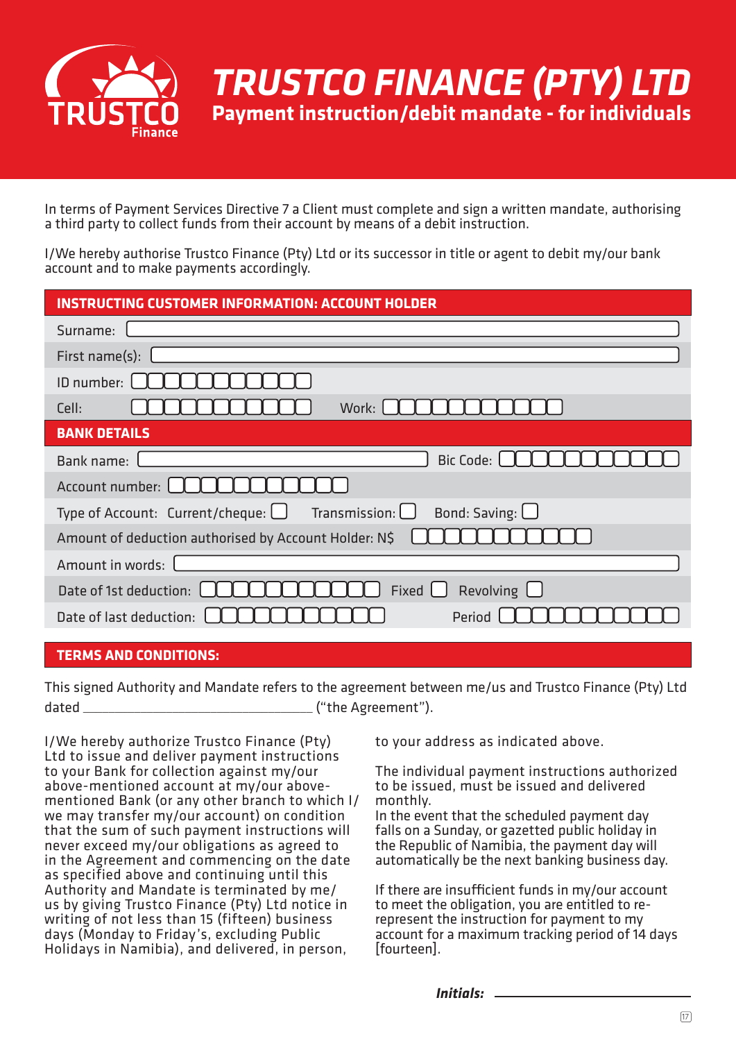# TRUSTCO FINANCE (PTY) LTD

## Payment instruction/debit mandate - for individuals

In terms of Payment Services Directive 7 a Client must complete and sign a written mandate, authorising a third party to collect funds from their account by means of a debit instruction.

I/We hereby authorise Trustco Finance (Pty) Ltd or its successor in title or agent to debit my/our bank account and to make payments accordingly.

### INSTRUCTING CUSTOMER INFORMATION: ACCOUNT HOLDER

Surname: ____________________

First name(s): ____________________

ID number: ☐☐☐☐☐☐☐☐☐☐☐

Cell: ☐☐☐☐☐☐☐☐☐☐☐ Work: ☐☐☐☐☐☐☐☐☐☐☐

### BANK DETAILS

Bank name: ____________________ Bic Code: ☐☐☐☐☐☐☐☐☐☐☐

Account number: ☐☐☐☐☐☐☐☐☐☐☐

Type of Account: Current/cheque: ☐ Transmission: ☐ Bond: Saving: ☐

Amount of deduction authorised by Account Holder: N$ ☐☐☐☐☐☐☐☐☐☐☐

Amount in words: ____________________

Date of 1st deduction: ☐☐☐☐☐☐☐☐☐☐☐ Fixed ☐ Revolving ☐

Date of last deduction: ☐☐☐☐☐☐☐☐☐☐☐ Period ☐☐☐☐☐☐☐☐☐☐☐

### TERMS AND CONDITIONS:

This signed Authority and Mandate refers to the agreement between me/us and Trustco Finance (Pty) Ltd dated ______________________________ ("the Agreement").

I/We hereby authorize Trustco Finance (Pty) Ltd to issue and deliver payment instructions to your Bank for collection against my/our above-mentioned account at my/our above-mentioned Bank (or any other branch to which I/we may transfer my/our account) on condition that the sum of such payment instructions will never exceed my/our obligations as agreed to in the Agreement and commencing on the date as specified above and continuing until this Authority and Mandate is terminated by me/us by giving Trustco Finance (Pty) Ltd notice in writing of not less than 15 (fifteen) business days (Monday to Friday's, excluding Public Holidays in Namibia), and delivered, in person, to your address as indicated above.

The individual payment instructions authorized to be issued, must be issued and delivered monthly.

In the event that the scheduled payment day falls on a Sunday, or gazetted public holiday in the Republic of Namibia, the payment day will automatically be the next banking business day.

If there are insufficient funds in my/our account to meet the obligation, you are entitled to re-represent the instruction for payment to my account for a maximum tracking period of 14 days [fourteen].

***Initials:*** ______________________________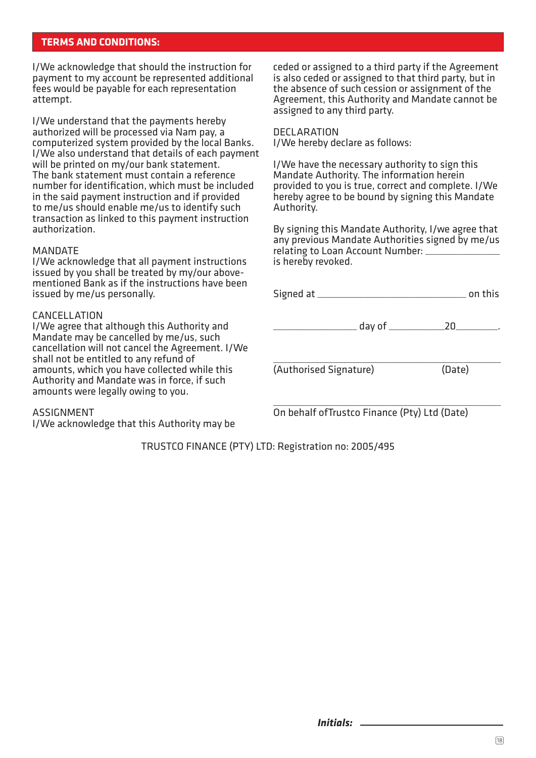## TERMS AND CONDITIONS:

I/We acknowledge that should the instruction for payment to my account be represented additional fees would be payable for each representation attempt.

I/We understand that the payments hereby authorized will be processed via Nam pay, a computerized system provided by the local Banks. I/We also understand that details of each payment will be printed on my/our bank statement. The bank statement must contain a reference number for identification, which must be included in the said payment instruction and if provided to me/us should enable me/us to identify such transaction as linked to this payment instruction authorization.

MANDATE
I/We acknowledge that all payment instructions issued by you shall be treated by my/our above-mentioned Bank as if the instructions have been issued by me/us personally.

CANCELLATION
I/We agree that although this Authority and Mandate may be cancelled by me/us, such cancellation will not cancel the Agreement. I/We shall not be entitled to any refund of amounts, which you have collected while this Authority and Mandate was in force, if such amounts were legally owing to you.

ASSIGNMENT
I/We acknowledge that this Authority may be ceded or assigned to a third party if the Agreement is also ceded or assigned to that third party, but in the absence of such cession or assignment of the Agreement, this Authority and Mandate cannot be assigned to any third party.

DECLARATION
I/We hereby declare as follows:

I/We have the necessary authority to sign this Mandate Authority. The information herein provided to you is true, correct and complete. I/We hereby agree to be bound by signing this Mandate Authority.

By signing this Mandate Authority, I/we agree that any previous Mandate Authorities signed by me/us relating to Loan Account Number: ______________ is hereby revoked.

Signed at ______________________________ on this

________________ day of ___________20________.

_______________________________________________
(Authorised Signature) (Date)

_______________________________________________
On behalf ofTrustco Finance (Pty) Ltd (Date)

TRUSTCO FINANCE (PTY) LTD: Registration no: 2005/495

***Initials:*** ______________________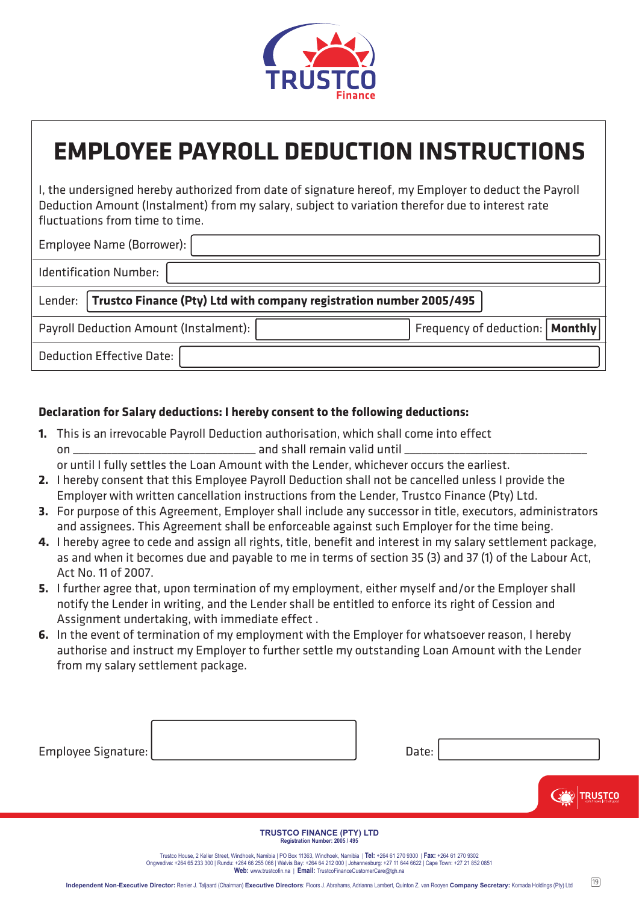# EMPLOYEE PAYROLL DEDUCTION INSTRUCTIONS

I, the undersigned hereby authorized from date of signature hereof, my Employer to deduct the Payroll Deduction Amount (Instalment) from my salary, subject to variation therefor due to interest rate fluctuations from time to time.

| | | | |
|---|---|---|---|
| Employee Name (Borrower): | | | |
| Identification Number: | | | |
| Lender: | **Trustco Finance (Pty) Ltd with company registration number 2005/495** | | |
| Payroll Deduction Amount (Instalment): | | Frequency of deduction: | **Monthly** |
| Deduction Effective Date: | | | |

**Declaration for Salary deductions: I hereby consent to the following deductions:**

1. This is an irrevocable Payroll Deduction authorisation, which shall come into effect on ______________________________ and shall remain valid until ______________________________ or until I fully settles the Loan Amount with the Lender, whichever occurs the earliest.
2. I hereby consent that this Employee Payroll Deduction shall not be cancelled unless I provide the Employer with written cancellation instructions from the Lender, Trustco Finance (Pty) Ltd.
3. For purpose of this Agreement, Employer shall include any successor in title, executors, administrators and assignees. This Agreement shall be enforceable against such Employer for the time being.
4. I hereby agree to cede and assign all rights, title, benefit and interest in my salary settlement package, as and when it becomes due and payable to me in terms of section 35 (3) and 37 (1) of the Labour Act, Act No. 11 of 2007.
5. I further agree that, upon termination of my employment, either myself and/or the Employer shall notify the Lender in writing, and the Lender shall be entitled to enforce its right of Cession and Assignment undertaking, with immediate effect .
6. In the event of termination of my employment with the Employer for whatsoever reason, I hereby authorise and instruct my Employer to further settle my outstanding Loan Amount with the Lender from my salary settlement package.

Employee Signature: ____________________ Date: ____________________

**TRUSTCO FINANCE (PTY) LTD**
**Registration Number: 2005 / 495**

Trustco House, 2 Keller Street, Windhoek, Namibia | PO Box 11363, Windhoek, Namibia | **Tel:** +264 61 270 9300 | **Fax:** +264 61 270 9302
Ongwediva: +264 65 233 300 | Rundu: +264 66 255 066 | Walvis Bay: +264 64 212 000 | Johannesburg: +27 11 644 6622 | Cape Town: +27 21 852 0851
**Web:** www.trustcofin.na | **Email:** TrustcoFinanceCustomerCare@tgh.na

**Independent Non-Executive Director:** Renier J. Taljaard (Chairman) **Executive Directors**: Floors J. Abrahams, Adrianna Lambert, Quinton Z. van Rooyen **Company Secretary:** Komada Holdings (Pty) Ltd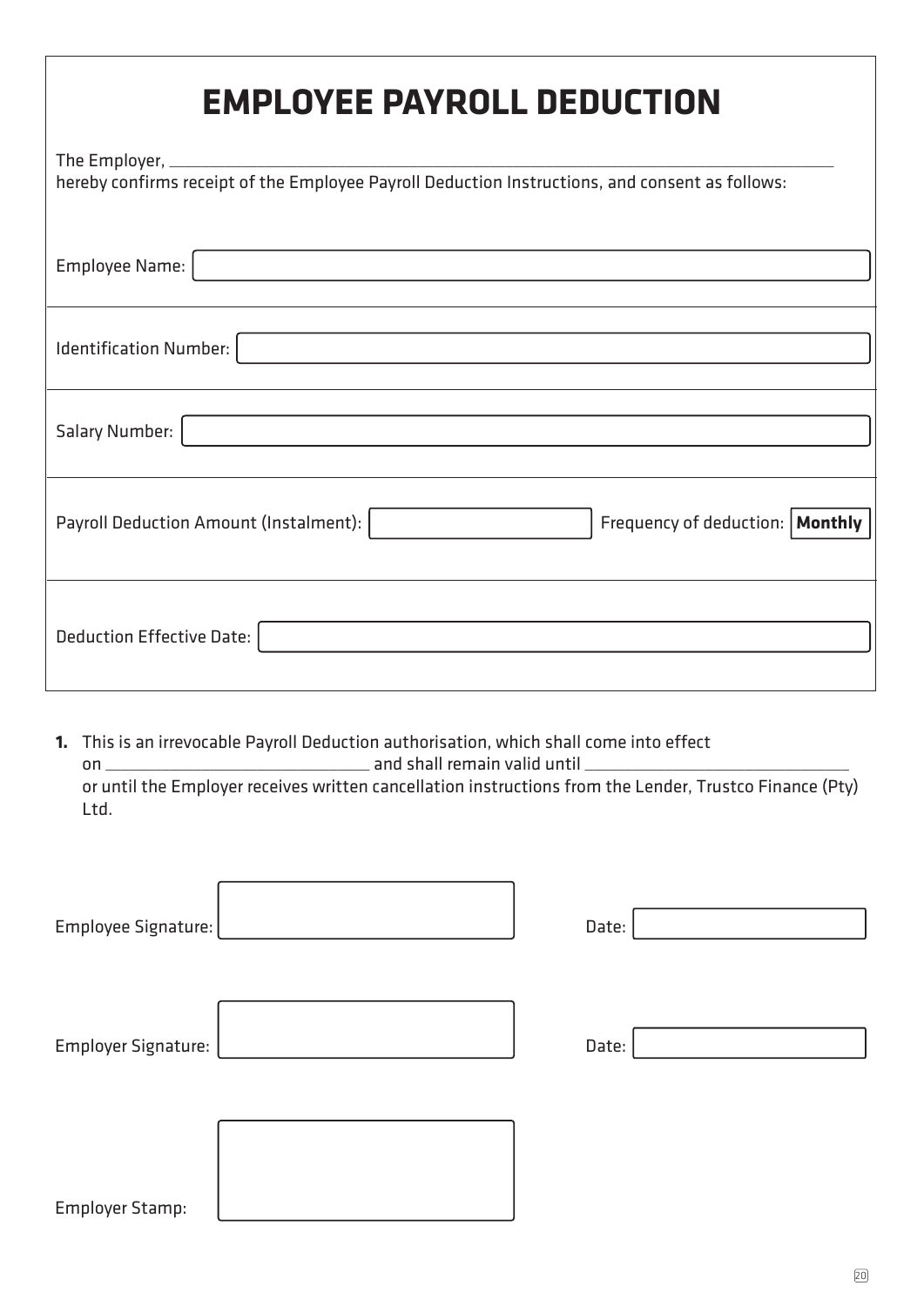# EMPLOYEE PAYROLL DEDUCTION

The Employer, ______________________________________________________________________________
hereby confirms receipt of the Employee Payroll Deduction Instructions, and consent as follows:

Employee Name:

Identification Number:

Salary Number:

Payroll Deduction Amount (Instalment): Frequency of deduction: **Monthly**

Deduction Effective Date:

1. This is an irrevocable Payroll Deduction authorisation, which shall come into effect on ______________________________ and shall remain valid until ______________________________ or until the Employer receives written cancellation instructions from the Lender, Trustco Finance (Pty) Ltd.

Employee Signature: Date:

Employer Signature: Date:

Employer Stamp: